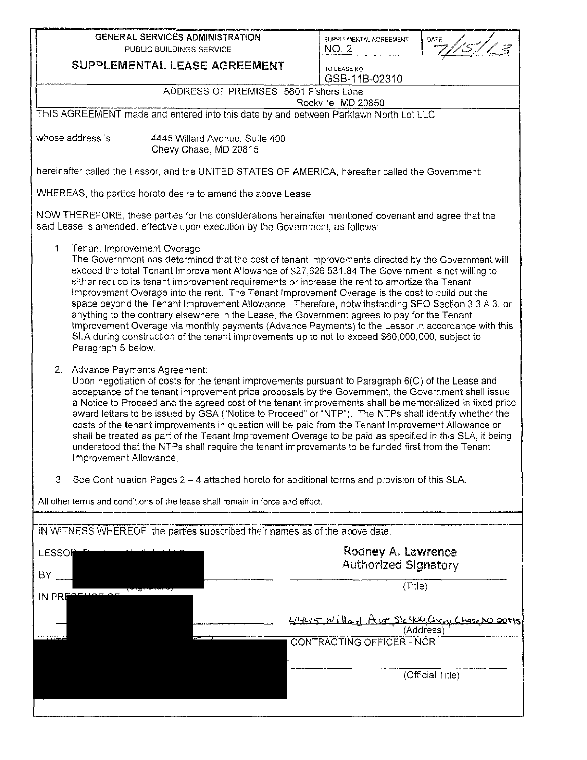| GENERAL SERVICES ADMINISTRATION<br>PUBLIC BUILDINGS SERVICE<br>**SUPPLEMENTAL LEASE AGREEMENT** | SUPPLEMENTAL AGREEMENT<br>NO. 2 | DATE<br>7/15/13 |
|---|---|---|
| | TO LEASE NO.<br>GSB-11B-02310 | |

ADDRESS OF PREMISES 5601 Fishers Lane
Rockville, MD 20850

THIS AGREEMENT made and entered into this date by and between Parklawn North Lot LLC

whose address is 4445 Willard Avenue, Suite 400
Chevy Chase, MD 20815

hereinafter called the Lessor, and the UNITED STATES OF AMERICA, hereafter called the Government:

WHEREAS, the parties hereto desire to amend the above Lease.

NOW THEREFORE, these parties for the considerations hereinafter mentioned covenant and agree that the said Lease is amended, effective upon execution by the Government, as follows:

1. Tenant Improvement Overage
   The Government has determined that the cost of tenant improvements directed by the Government will exceed the total Tenant Improvement Allowance of $27,626,531.84 The Government is not willing to either reduce its tenant improvement requirements or increase the rent to amortize the Tenant Improvement Overage into the rent. The Tenant Improvement Overage is the cost to build out the space beyond the Tenant Improvement Allowance. Therefore, notwithstanding SFO Section 3.3.A.3. or anything to the contrary elsewhere in the Lease, the Government agrees to pay for the Tenant Improvement Overage via monthly payments (Advance Payments) to the Lessor in accordance with this SLA during construction of the tenant improvements up to not to exceed $60,000,000, subject to Paragraph 5 below.

2. Advance Payments Agreement:
   Upon negotiation of costs for the tenant improvements pursuant to Paragraph 6(C) of the Lease and acceptance of the tenant improvement price proposals by the Government, the Government shall issue a Notice to Proceed and the agreed cost of the tenant improvements shall be memorialized in fixed price award letters to be issued by GSA ("Notice to Proceed" or "NTP"). The NTPs shall identify whether the costs of the tenant improvements in question will be paid from the Tenant Improvement Allowance or shall be treated as part of the Tenant Improvement Overage to be paid as specified in this SLA, it being understood that the NTPs shall require the tenant improvements to be funded first from the Tenant Improvement Allowance.

3. See Continuation Pages 2 – 4 attached hereto for additional terms and provision of this SLA.

All other terms and conditions of the lease shall remain in force and effect.

IN WITNESS WHEREOF, the parties subscribed their names as of the above date.

LESSOR [REDACTED]

BY [REDACTED] (Signature)　　　　Rodney A. Lawrence, Authorized Signatory (Title)

IN PRESENCE OF [REDACTED]

4445 Willard Ave, Ste 400, Chevy Chase, MD 20815 (Address)

[REDACTED]　　　　CONTRACTING OFFICER - NCR (Official Title)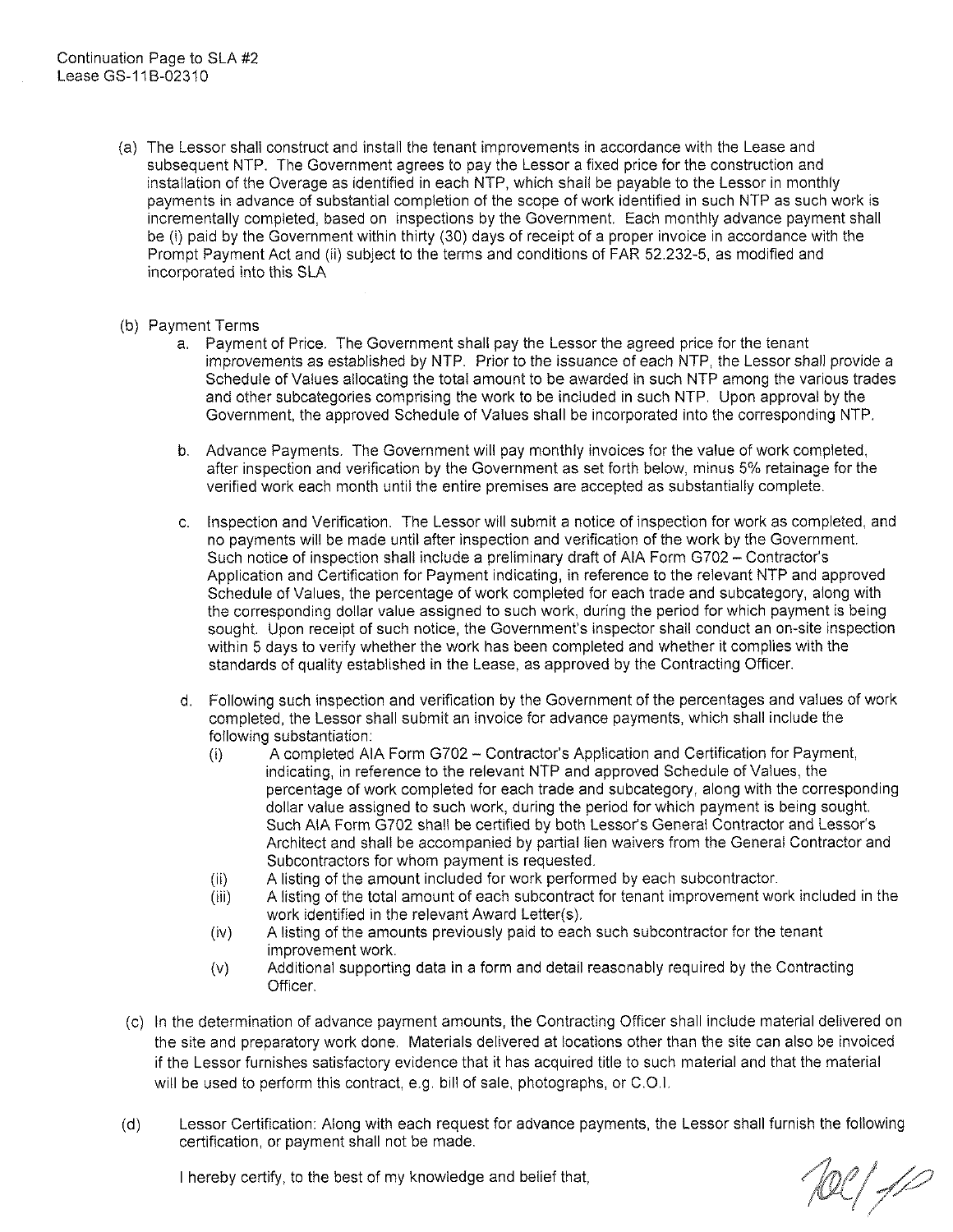Continuation Page to SLA #2
Lease GS-11B-02310

(a) The Lessor shall construct and install the tenant improvements in accordance with the Lease and subsequent NTP. The Government agrees to pay the Lessor a fixed price for the construction and installation of the Overage as identified in each NTP, which shall be payable to the Lessor in monthly payments in advance of substantial completion of the scope of work identified in such NTP as such work is incrementally completed, based on inspections by the Government. Each monthly advance payment shall be (i) paid by the Government within thirty (30) days of receipt of a proper invoice in accordance with the Prompt Payment Act and (ii) subject to the terms and conditions of FAR 52.232-5, as modified and incorporated into this SLA

(b) Payment Terms

   a. Payment of Price. The Government shall pay the Lessor the agreed price for the tenant improvements as established by NTP. Prior to the issuance of each NTP, the Lessor shall provide a Schedule of Values allocating the total amount to be awarded in such NTP among the various trades and other subcategories comprising the work to be included in such NTP. Upon approval by the Government, the approved Schedule of Values shall be incorporated into the corresponding NTP.

   b. Advance Payments. The Government will pay monthly invoices for the value of work completed, after inspection and verification by the Government as set forth below, minus 5% retainage for the verified work each month until the entire premises are accepted as substantially complete.

   c. Inspection and Verification. The Lessor will submit a notice of inspection for work as completed, and no payments will be made until after inspection and verification of the work by the Government. Such notice of inspection shall include a preliminary draft of AIA Form G702 – Contractor's Application and Certification for Payment indicating, in reference to the relevant NTP and approved Schedule of Values, the percentage of work completed for each trade and subcategory, along with the corresponding dollar value assigned to such work, during the period for which payment is being sought. Upon receipt of such notice, the Government's inspector shall conduct an on-site inspection within 5 days to verify whether the work has been completed and whether it complies with the standards of quality established in the Lease, as approved by the Contracting Officer.

   d. Following such inspection and verification by the Government of the percentages and values of work completed, the Lessor shall submit an invoice for advance payments, which shall include the following substantiation:

      (i) A completed AIA Form G702 – Contractor's Application and Certification for Payment, indicating, in reference to the relevant NTP and approved Schedule of Values, the percentage of work completed for each trade and subcategory, along with the corresponding dollar value assigned to such work, during the period for which payment is being sought. Such AIA Form G702 shall be certified by both Lessor's General Contractor and Lessor's Architect and shall be accompanied by partial lien waivers from the General Contractor and Subcontractors for whom payment is requested.

      (ii) A listing of the amount included for work performed by each subcontractor.

      (iii) A listing of the total amount of each subcontract for tenant improvement work included in the work identified in the relevant Award Letter(s).

      (iv) A listing of the amounts previously paid to each such subcontractor for the tenant improvement work.

      (v) Additional supporting data in a form and detail reasonably required by the Contracting Officer.

(c) In the determination of advance payment amounts, the Contracting Officer shall include material delivered on the site and preparatory work done. Materials delivered at locations other than the site can also be invoiced if the Lessor furnishes satisfactory evidence that it has acquired title to such material and that the material will be used to perform this contract, e.g. bill of sale, photographs, or C.O.I.

(d) Lessor Certification: Along with each request for advance payments, the Lessor shall furnish the following certification, or payment shall not be made.

I hereby certify, to the best of my knowledge and belief that,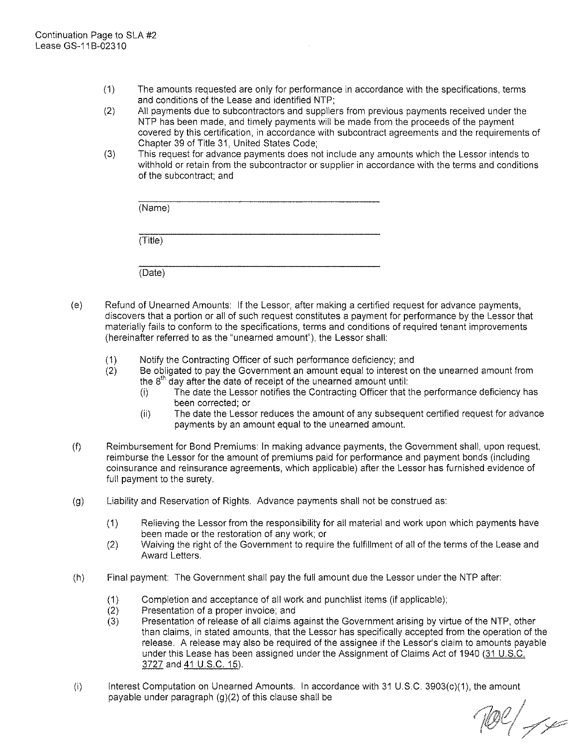Continuation Page to SLA #2
Lease GS-11B-02310

(1) The amounts requested are only for performance in accordance with the specifications, terms and conditions of the Lease and identified NTP;

(2) All payments due to subcontractors and suppliers from previous payments received under the NTP has been made, and timely payments will be made from the proceeds of the payment covered by this certification, in accordance with subcontract agreements and the requirements of Chapter 39 of Title 31, United States Code;

(3) This request for advance payments does not include any amounts which the Lessor intends to withhold or retain from the subcontractor or supplier in accordance with the terms and conditions of the subcontract; and

\_\_\_\_\_\_\_\_\_\_\_\_\_\_\_\_\_\_\_\_\_\_\_\_\_\_\_\_\_\_\_\_\_\_\_\_
(Name)

\_\_\_\_\_\_\_\_\_\_\_\_\_\_\_\_\_\_\_\_\_\_\_\_\_\_\_\_\_\_\_\_\_\_\_\_
(Title)

\_\_\_\_\_\_\_\_\_\_\_\_\_\_\_\_\_\_\_\_\_\_\_\_\_\_\_\_\_\_\_\_\_\_\_\_
(Date)

(e) Refund of Unearned Amounts: If the Lessor, after making a certified request for advance payments, discovers that a portion or all of such request constitutes a payment for performance by the Lessor that materially fails to conform to the specifications, terms and conditions of required tenant improvements (hereinafter referred to as the "unearned amount"), the Lessor shall:

(1) Notify the Contracting Officer of such performance deficiency; and

(2) Be obligated to pay the Government an amount equal to interest on the unearned amount from the 8th day after the date of receipt of the unearned amount until:

(i) The date the Lessor notifies the Contracting Officer that the performance deficiency has been corrected; or

(ii) The date the Lessor reduces the amount of any subsequent certified request for advance payments by an amount equal to the unearned amount.

(f) Reimbursement for Bond Premiums: In making advance payments, the Government shall, upon request, reimburse the Lessor for the amount of premiums paid for performance and payment bonds (including coinsurance and reinsurance agreements, which applicable) after the Lessor has furnished evidence of full payment to the surety.

(g) Liability and Reservation of Rights. Advance payments shall not be construed as:

(1) Relieving the Lessor from the responsibility for all material and work upon which payments have been made or the restoration of any work; or

(2) Waiving the right of the Government to require the fulfillment of all of the terms of the Lease and Award Letters.

(h) Final payment: The Government shall pay the full amount due the Lessor under the NTP after:

(1) Completion and acceptance of all work and punchlist items (if applicable);

(2) Presentation of a proper invoice; and

(3) Presentation of release of all claims against the Government arising by virtue of the NTP, other than claims, in stated amounts, that the Lessor has specifically accepted from the operation of the release. A release may also be required of the assignee if the Lessor's claim to amounts payable under this Lease has been assigned under the Assignment of Claims Act of 1940 (31 U.S.C. 3727 and 41 U.S.C. 15).

(i) Interest Computation on Unearned Amounts. In accordance with 31 U.S.C. 3903(c)(1), the amount payable under paragraph (g)(2) of this clause shall be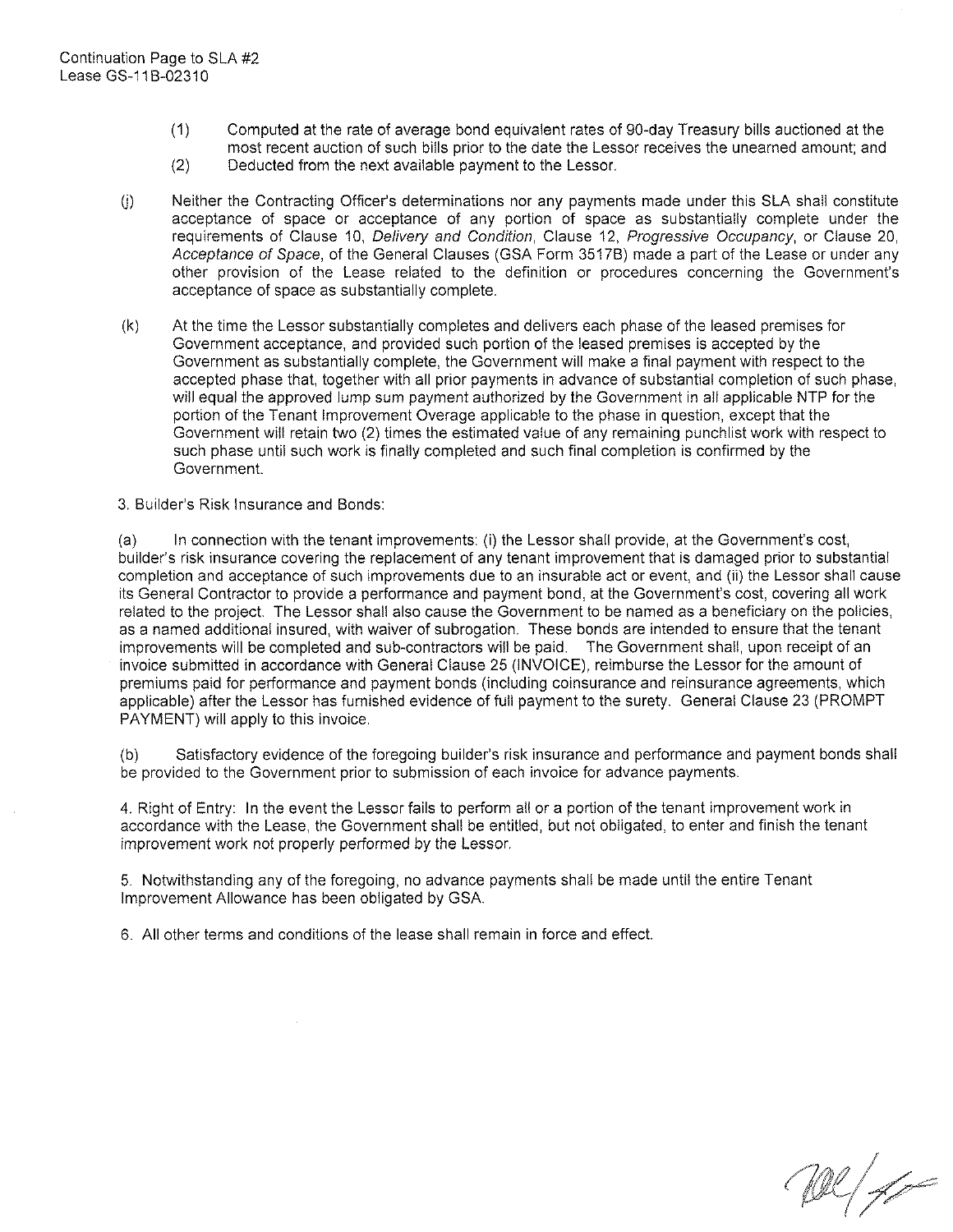Continuation Page to SLA #2
Lease GS-11B-02310

(1) Computed at the rate of average bond equivalent rates of 90-day Treasury bills auctioned at the most recent auction of such bills prior to the date the Lessor receives the unearned amount; and
(2) Deducted from the next available payment to the Lessor.

(j) Neither the Contracting Officer's determinations nor any payments made under this SLA shall constitute acceptance of space or acceptance of any portion of space as substantially complete under the requirements of Clause 10, *Delivery and Condition*, Clause 12, *Progressive Occupancy*, or Clause 20, *Acceptance of Space*, of the General Clauses (GSA Form 3517B) made a part of the Lease or under any other provision of the Lease related to the definition or procedures concerning the Government's acceptance of space as substantially complete.

(k) At the time the Lessor substantially completes and delivers each phase of the leased premises for Government acceptance, and provided such portion of the leased premises is accepted by the Government as substantially complete, the Government will make a final payment with respect to the accepted phase that, together with all prior payments in advance of substantial completion of such phase, will equal the approved lump sum payment authorized by the Government in all applicable NTP for the portion of the Tenant Improvement Overage applicable to the phase in question, except that the Government will retain two (2) times the estimated value of any remaining punchlist work with respect to such phase until such work is finally completed and such final completion is confirmed by the Government.

3. Builder's Risk Insurance and Bonds:

(a) In connection with the tenant improvements: (i) the Lessor shall provide, at the Government's cost, builder's risk insurance covering the replacement of any tenant improvement that is damaged prior to substantial completion and acceptance of such improvements due to an insurable act or event, and (ii) the Lessor shall cause its General Contractor to provide a performance and payment bond, at the Government's cost, covering all work related to the project. The Lessor shall also cause the Government to be named as a beneficiary on the policies, as a named additional insured, with waiver of subrogation. These bonds are intended to ensure that the tenant improvements will be completed and sub-contractors will be paid. The Government shall, upon receipt of an invoice submitted in accordance with General Clause 25 (INVOICE), reimburse the Lessor for the amount of premiums paid for performance and payment bonds (including coinsurance and reinsurance agreements, which applicable) after the Lessor has furnished evidence of full payment to the surety. General Clause 23 (PROMPT PAYMENT) will apply to this invoice.

(b) Satisfactory evidence of the foregoing builder's risk insurance and performance and payment bonds shall be provided to the Government prior to submission of each invoice for advance payments.

4. Right of Entry: In the event the Lessor fails to perform all or a portion of the tenant improvement work in accordance with the Lease, the Government shall be entitled, but not obligated, to enter and finish the tenant improvement work not properly performed by the Lessor.

5. Notwithstanding any of the foregoing, no advance payments shall be made until the entire Tenant Improvement Allowance has been obligated by GSA.

6. All other terms and conditions of the lease shall remain in force and effect.